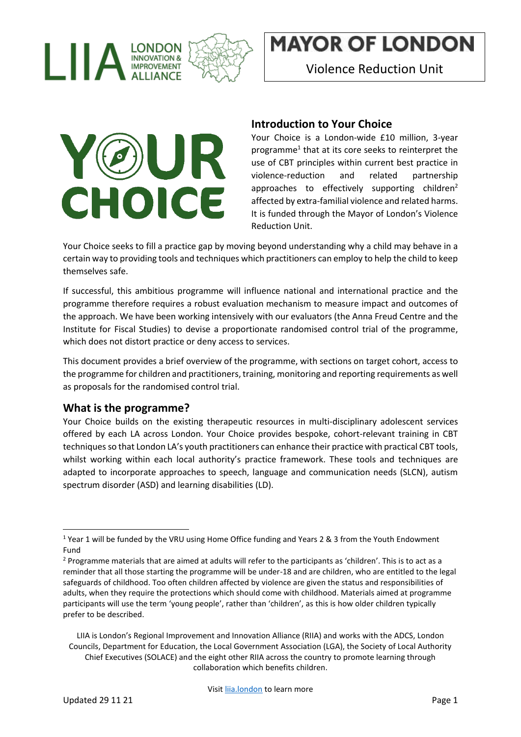LIIA LONDON INNOVATION & IMPROVEMENT ALLIANCE

MAYOR OF LONDON

Violence Reduction Unit

YOUR CHOICE

## Introduction to Your Choice

Your Choice is a London-wide £10 million, 3-year programme[1] that at its core seeks to reinterpret the use of CBT principles within current best practice in violence-reduction and related partnership approaches to effectively supporting children[2] affected by extra-familial violence and related harms. It is funded through the Mayor of London's Violence Reduction Unit.

Your Choice seeks to fill a practice gap by moving beyond understanding why a child may behave in a certain way to providing tools and techniques which practitioners can employ to help the child to keep themselves safe.

If successful, this ambitious programme will influence national and international practice and the programme therefore requires a robust evaluation mechanism to measure impact and outcomes of the approach. We have been working intensively with our evaluators (the Anna Freud Centre and the Institute for Fiscal Studies) to devise a proportionate randomised control trial of the programme, which does not distort practice or deny access to services.

This document provides a brief overview of the programme, with sections on target cohort, access to the programme for children and practitioners, training, monitoring and reporting requirements as well as proposals for the randomised control trial.

## What is the programme?

Your Choice builds on the existing therapeutic resources in multi-disciplinary adolescent services offered by each LA across London. Your Choice provides bespoke, cohort-relevant training in CBT techniques so that London LA's youth practitioners can enhance their practice with practical CBT tools, whilst working within each local authority's practice framework. These tools and techniques are adapted to incorporate approaches to speech, language and communication needs (SLCN), autism spectrum disorder (ASD) and learning disabilities (LD).

---

[1] Year 1 will be funded by the VRU using Home Office funding and Years 2 & 3 from the Youth Endowment Fund

[2] Programme materials that are aimed at adults will refer to the participants as 'children'. This is to act as a reminder that all those starting the programme will be under-18 and are children, who are entitled to the legal safeguards of childhood. Too often children affected by violence are given the status and responsibilities of adults, when they require the protections which should come with childhood. Materials aimed at programme participants will use the term 'young people', rather than 'children', as this is how older children typically prefer to be described.

LIIA is London's Regional Improvement and Innovation Alliance (RIIA) and works with the ADCS, London Councils, Department for Education, the Local Government Association (LGA), the Society of Local Authority Chief Executives (SOLACE) and the eight other RIIA across the country to promote learning through collaboration which benefits children.

Visit liia.london to learn more

Updated 29 11 21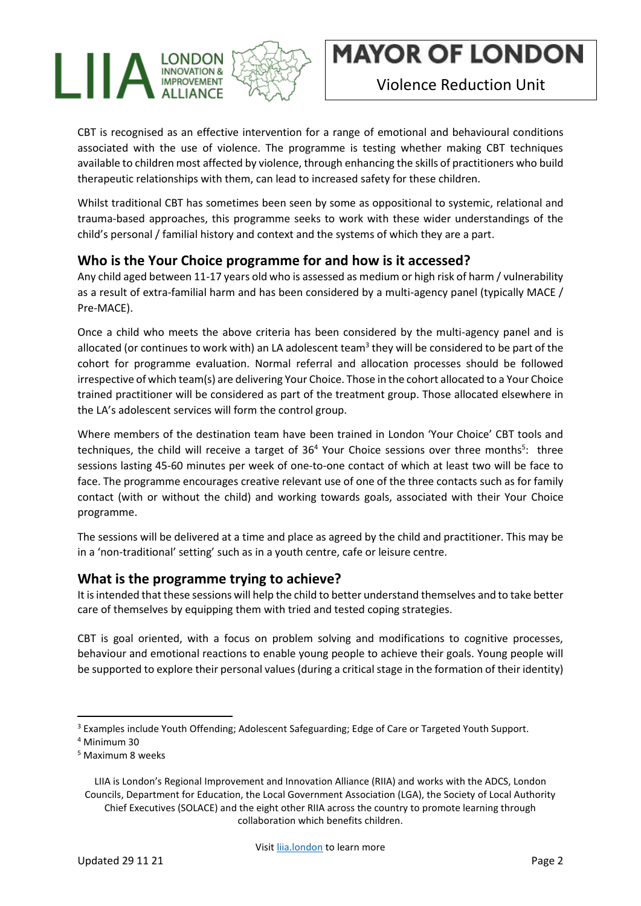CBT is recognised as an effective intervention for a range of emotional and behavioural conditions associated with the use of violence. The programme is testing whether making CBT techniques available to children most affected by violence, through enhancing the skills of practitioners who build therapeutic relationships with them, can lead to increased safety for these children.

Whilst traditional CBT has sometimes been seen by some as oppositional to systemic, relational and trauma-based approaches, this programme seeks to work with these wider understandings of the child's personal / familial history and context and the systems of which they are a part.

## Who is the Your Choice programme for and how is it accessed?

Any child aged between 11-17 years old who is assessed as medium or high risk of harm / vulnerability as a result of extra-familial harm and has been considered by a multi-agency panel (typically MACE / Pre-MACE).

Once a child who meets the above criteria has been considered by the multi-agency panel and is allocated (or continues to work with) an LA adolescent team[3] they will be considered to be part of the cohort for programme evaluation. Normal referral and allocation processes should be followed irrespective of which team(s) are delivering Your Choice. Those in the cohort allocated to a Your Choice trained practitioner will be considered as part of the treatment group. Those allocated elsewhere in the LA's adolescent services will form the control group.

Where members of the destination team have been trained in London 'Your Choice' CBT tools and techniques, the child will receive a target of 36[4] Your Choice sessions over three months[5]: three sessions lasting 45-60 minutes per week of one-to-one contact of which at least two will be face to face. The programme encourages creative relevant use of one of the three contacts such as for family contact (with or without the child) and working towards goals, associated with their Your Choice programme.

The sessions will be delivered at a time and place as agreed by the child and practitioner. This may be in a 'non-traditional' setting' such as in a youth centre, cafe or leisure centre.

## What is the programme trying to achieve?

It is intended that these sessions will help the child to better understand themselves and to take better care of themselves by equipping them with tried and tested coping strategies.

CBT is goal oriented, with a focus on problem solving and modifications to cognitive processes, behaviour and emotional reactions to enable young people to achieve their goals. Young people will be supported to explore their personal values (during a critical stage in the formation of their identity)

---

[3] Examples include Youth Offending; Adolescent Safeguarding; Edge of Care or Targeted Youth Support.

[4] Minimum 30

[5] Maximum 8 weeks

LIIA is London's Regional Improvement and Innovation Alliance (RIIA) and works with the ADCS, London Councils, Department for Education, the Local Government Association (LGA), the Society of Local Authority Chief Executives (SOLACE) and the eight other RIIA across the country to promote learning through collaboration which benefits children.

Visit liia.london to learn more

Updated 29 11 21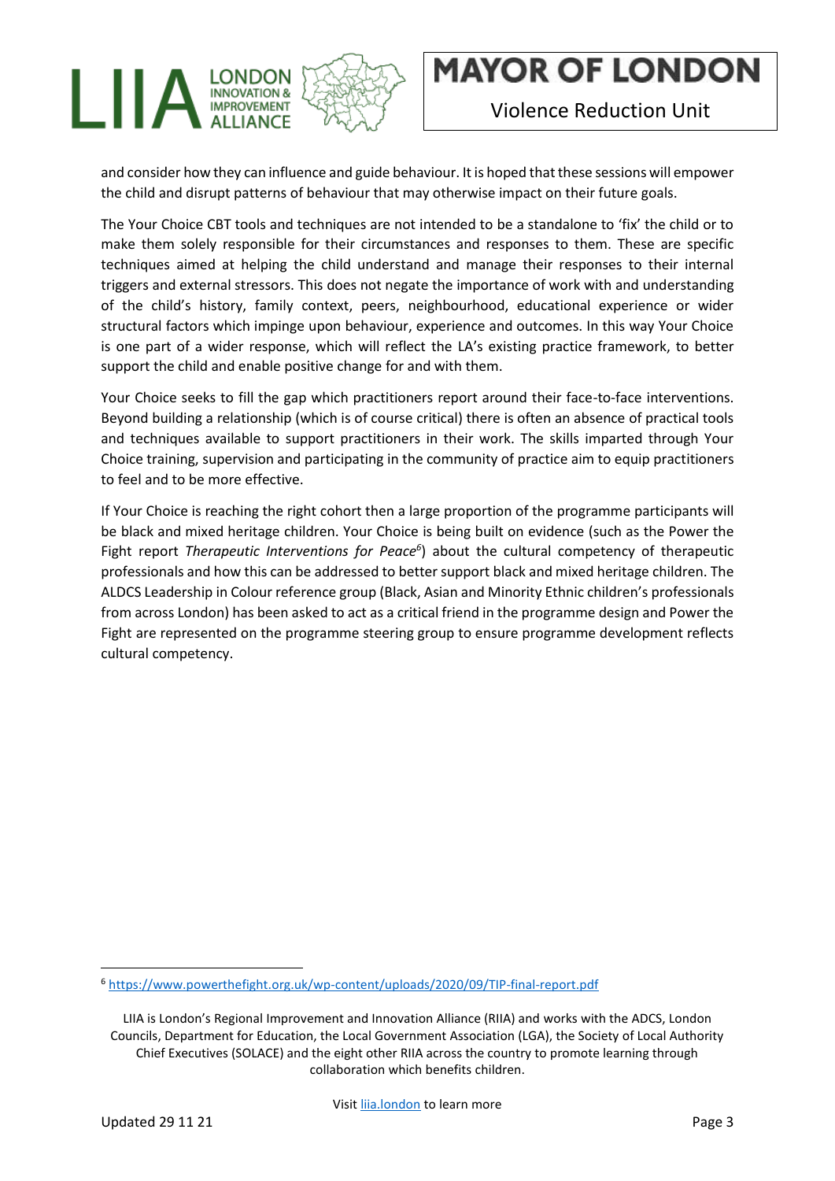and consider how they can influence and guide behaviour. It is hoped that these sessions will empower the child and disrupt patterns of behaviour that may otherwise impact on their future goals.

The Your Choice CBT tools and techniques are not intended to be a standalone to 'fix' the child or to make them solely responsible for their circumstances and responses to them. These are specific techniques aimed at helping the child understand and manage their responses to their internal triggers and external stressors. This does not negate the importance of work with and understanding of the child's history, family context, peers, neighbourhood, educational experience or wider structural factors which impinge upon behaviour, experience and outcomes. In this way Your Choice is one part of a wider response, which will reflect the LA's existing practice framework, to better support the child and enable positive change for and with them.

Your Choice seeks to fill the gap which practitioners report around their face-to-face interventions. Beyond building a relationship (which is of course critical) there is often an absence of practical tools and techniques available to support practitioners in their work. The skills imparted through Your Choice training, supervision and participating in the community of practice aim to equip practitioners to feel and to be more effective.

If Your Choice is reaching the right cohort then a large proportion of the programme participants will be black and mixed heritage children. Your Choice is being built on evidence (such as the Power the Fight report *Therapeutic Interventions for Peace*[6]) about the cultural competency of therapeutic professionals and how this can be addressed to better support black and mixed heritage children. The ALDCS Leadership in Colour reference group (Black, Asian and Minority Ethnic children's professionals from across London) has been asked to act as a critical friend in the programme design and Power the Fight are represented on the programme steering group to ensure programme development reflects cultural competency.

[6] https://www.powerthefight.org.uk/wp-content/uploads/2020/09/TIP-final-report.pdf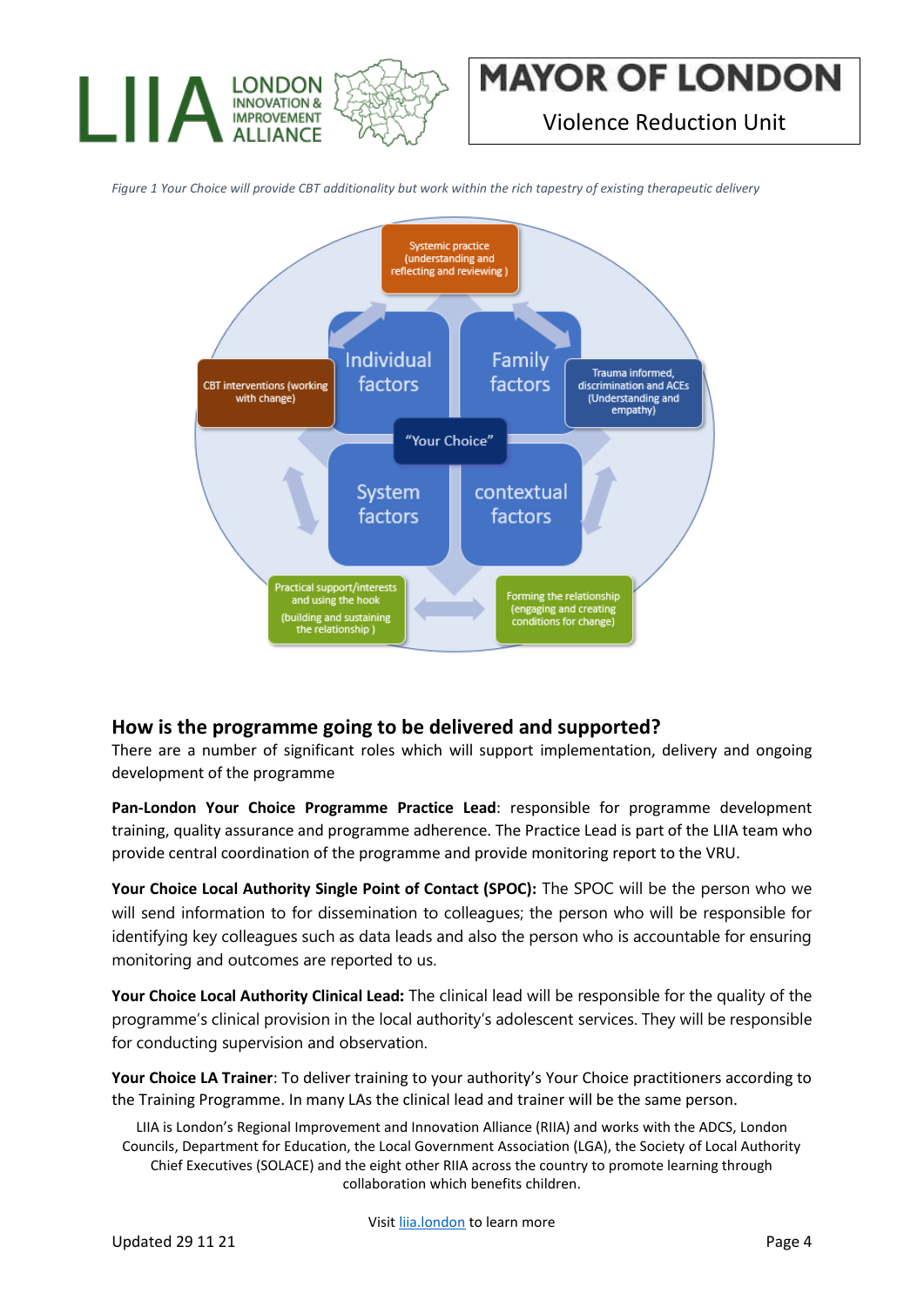*Figure 1 Your Choice will provide CBT additionality but work within the rich tapestry of existing therapeutic delivery*

Systemic practice (understanding and reflecting and reviewing )

Individual factors

Family factors

CBT interventions (working with change)

Trauma informed, discrimination and ACEs (Understanding and empathy)

"Your Choice"

System factors

contextual factors

Practical support/interests and using the hook (building and sustaining the relationship )

Forming the relationship (engaging and creating conditions for change)

## How is the programme going to be delivered and supported?

There are a number of significant roles which will support implementation, delivery and ongoing development of the programme

**Pan-London Your Choice Programme Practice Lead**: responsible for programme development training, quality assurance and programme adherence. The Practice Lead is part of the LIIA team who provide central coordination of the programme and provide monitoring report to the VRU.

**Your Choice Local Authority Single Point of Contact (SPOC):** The SPOC will be the person who we will send information to for dissemination to colleagues; the person who will be responsible for identifying key colleagues such as data leads and also the person who is accountable for ensuring monitoring and outcomes are reported to us.

**Your Choice Local Authority Clinical Lead:** The clinical lead will be responsible for the quality of the programme's clinical provision in the local authority's adolescent services. They will be responsible for conducting supervision and observation.

**Your Choice LA Trainer**: To deliver training to your authority's Your Choice practitioners according to the Training Programme. In many LAs the clinical lead and trainer will be the same person.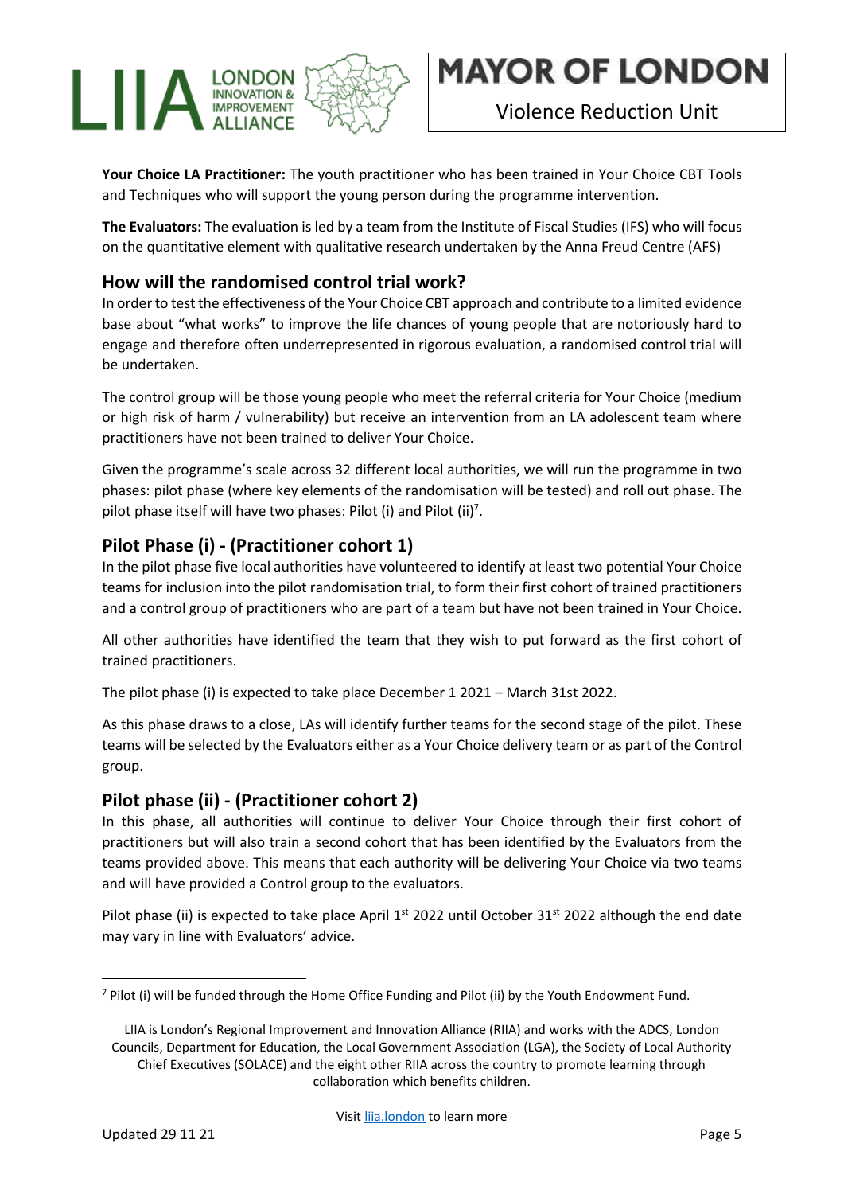**Your Choice LA Practitioner:** The youth practitioner who has been trained in Your Choice CBT Tools and Techniques who will support the young person during the programme intervention.

**The Evaluators:** The evaluation is led by a team from the Institute of Fiscal Studies (IFS) who will focus on the quantitative element with qualitative research undertaken by the Anna Freud Centre (AFS)

## How will the randomised control trial work?

In order to test the effectiveness of the Your Choice CBT approach and contribute to a limited evidence base about "what works" to improve the life chances of young people that are notoriously hard to engage and therefore often underrepresented in rigorous evaluation, a randomised control trial will be undertaken.

The control group will be those young people who meet the referral criteria for Your Choice (medium or high risk of harm / vulnerability) but receive an intervention from an LA adolescent team where practitioners have not been trained to deliver Your Choice.

Given the programme's scale across 32 different local authorities, we will run the programme in two phases: pilot phase (where key elements of the randomisation will be tested) and roll out phase. The pilot phase itself will have two phases: Pilot (i) and Pilot (ii)[7].

## Pilot Phase (i) - (Practitioner cohort 1)

In the pilot phase five local authorities have volunteered to identify at least two potential Your Choice teams for inclusion into the pilot randomisation trial, to form their first cohort of trained practitioners and a control group of practitioners who are part of a team but have not been trained in Your Choice.

All other authorities have identified the team that they wish to put forward as the first cohort of trained practitioners.

The pilot phase (i) is expected to take place December 1 2021 – March 31st 2022.

As this phase draws to a close, LAs will identify further teams for the second stage of the pilot. These teams will be selected by the Evaluators either as a Your Choice delivery team or as part of the Control group.

## Pilot phase (ii) - (Practitioner cohort 2)

In this phase, all authorities will continue to deliver Your Choice through their first cohort of practitioners but will also train a second cohort that has been identified by the Evaluators from the teams provided above. This means that each authority will be delivering Your Choice via two teams and will have provided a Control group to the evaluators.

Pilot phase (ii) is expected to take place April 1st 2022 until October 31st 2022 although the end date may vary in line with Evaluators' advice.

---

[7] Pilot (i) will be funded through the Home Office Funding and Pilot (ii) by the Youth Endowment Fund.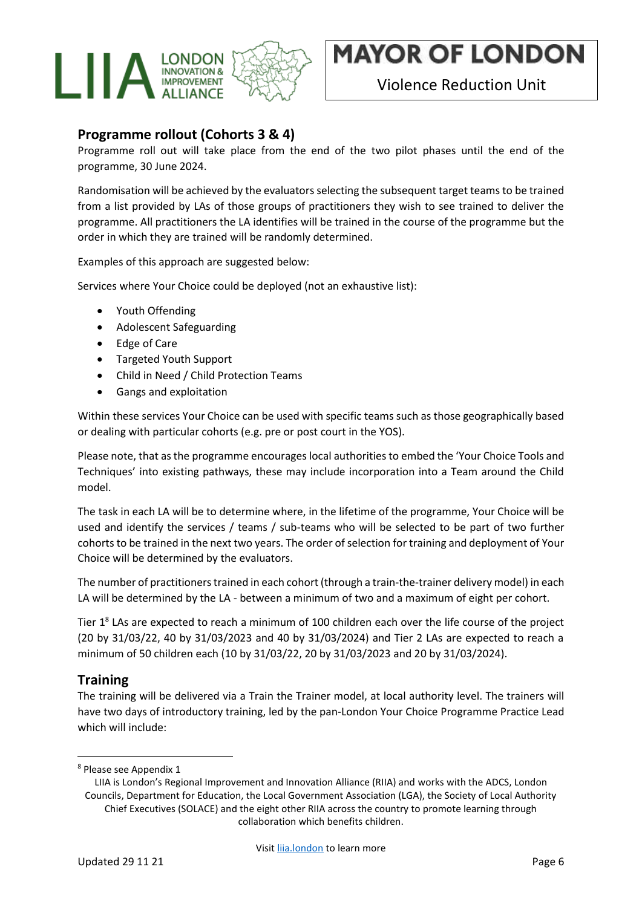## Programme rollout (Cohorts 3 & 4)

Programme roll out will take place from the end of the two pilot phases until the end of the programme, 30 June 2024.

Randomisation will be achieved by the evaluators selecting the subsequent target teams to be trained from a list provided by LAs of those groups of practitioners they wish to see trained to deliver the programme. All practitioners the LA identifies will be trained in the course of the programme but the order in which they are trained will be randomly determined.

Examples of this approach are suggested below:

Services where Your Choice could be deployed (not an exhaustive list):

- Youth Offending
- Adolescent Safeguarding
- Edge of Care
- Targeted Youth Support
- Child in Need / Child Protection Teams
- Gangs and exploitation

Within these services Your Choice can be used with specific teams such as those geographically based or dealing with particular cohorts (e.g. pre or post court in the YOS).

Please note, that as the programme encourages local authorities to embed the 'Your Choice Tools and Techniques' into existing pathways, these may include incorporation into a Team around the Child model.

The task in each LA will be to determine where, in the lifetime of the programme, Your Choice will be used and identify the services / teams / sub-teams who will be selected to be part of two further cohorts to be trained in the next two years. The order of selection for training and deployment of Your Choice will be determined by the evaluators.

The number of practitioners trained in each cohort (through a train-the-trainer delivery model) in each LA will be determined by the LA - between a minimum of two and a maximum of eight per cohort.

Tier 1[8] LAs are expected to reach a minimum of 100 children each over the life course of the project (20 by 31/03/22, 40 by 31/03/2023 and 40 by 31/03/2024) and Tier 2 LAs are expected to reach a minimum of 50 children each (10 by 31/03/22, 20 by 31/03/2023 and 20 by 31/03/2024).

## Training

The training will be delivered via a Train the Trainer model, at local authority level. The trainers will have two days of introductory training, led by the pan-London Your Choice Programme Practice Lead which will include:

---

[8] Please see Appendix 1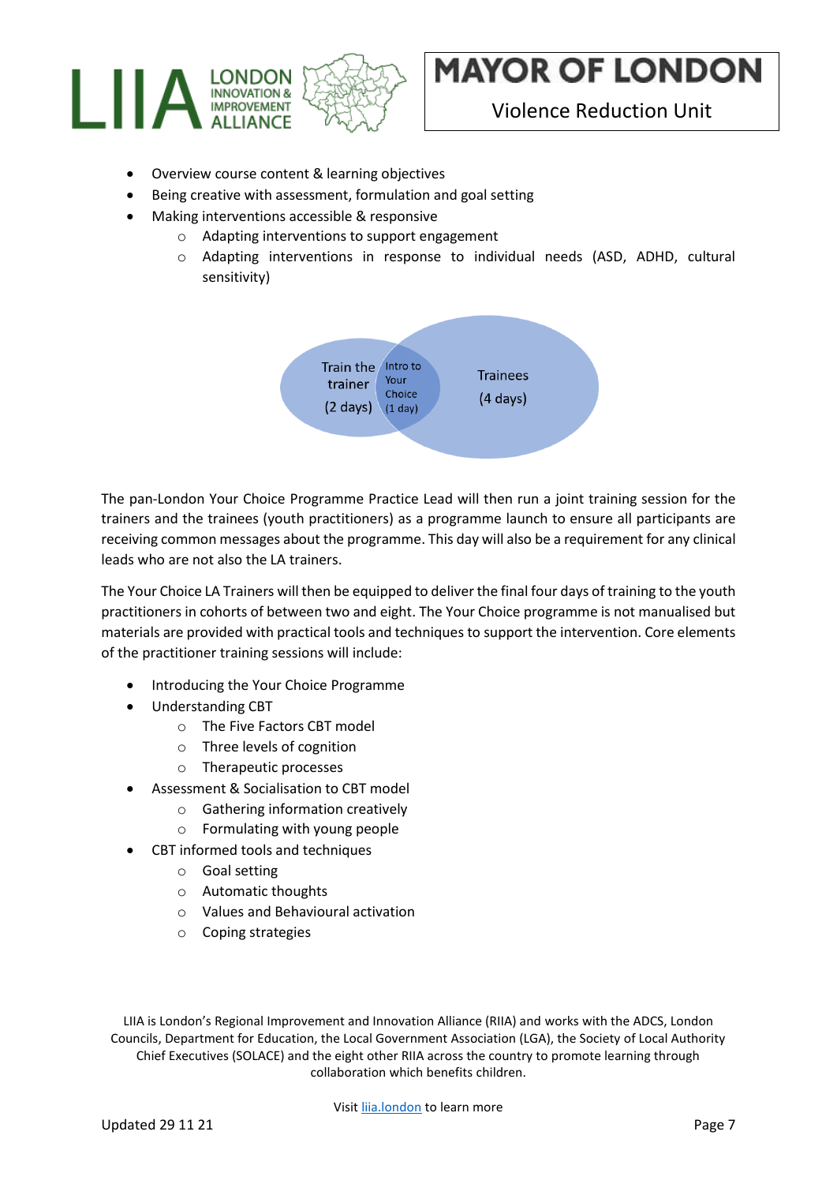- Overview course content & learning objectives
- Being creative with assessment, formulation and goal setting
- Making interventions accessible & responsive
  - Adapting interventions to support engagement
  - Adapting interventions in response to individual needs (ASD, ADHD, cultural sensitivity)

Train the trainer (2 days) | Intro to Your Choice (1 day) | Trainees (4 days)

The pan-London Your Choice Programme Practice Lead will then run a joint training session for the trainers and the trainees (youth practitioners) as a programme launch to ensure all participants are receiving common messages about the programme. This day will also be a requirement for any clinical leads who are not also the LA trainers.

The Your Choice LA Trainers will then be equipped to deliver the final four days of training to the youth practitioners in cohorts of between two and eight. The Your Choice programme is not manualised but materials are provided with practical tools and techniques to support the intervention. Core elements of the practitioner training sessions will include:

- Introducing the Your Choice Programme
- Understanding CBT
  - The Five Factors CBT model
  - Three levels of cognition
  - Therapeutic processes
- Assessment & Socialisation to CBT model
  - Gathering information creatively
  - Formulating with young people
- CBT informed tools and techniques
  - Goal setting
  - Automatic thoughts
  - Values and Behavioural activation
  - Coping strategies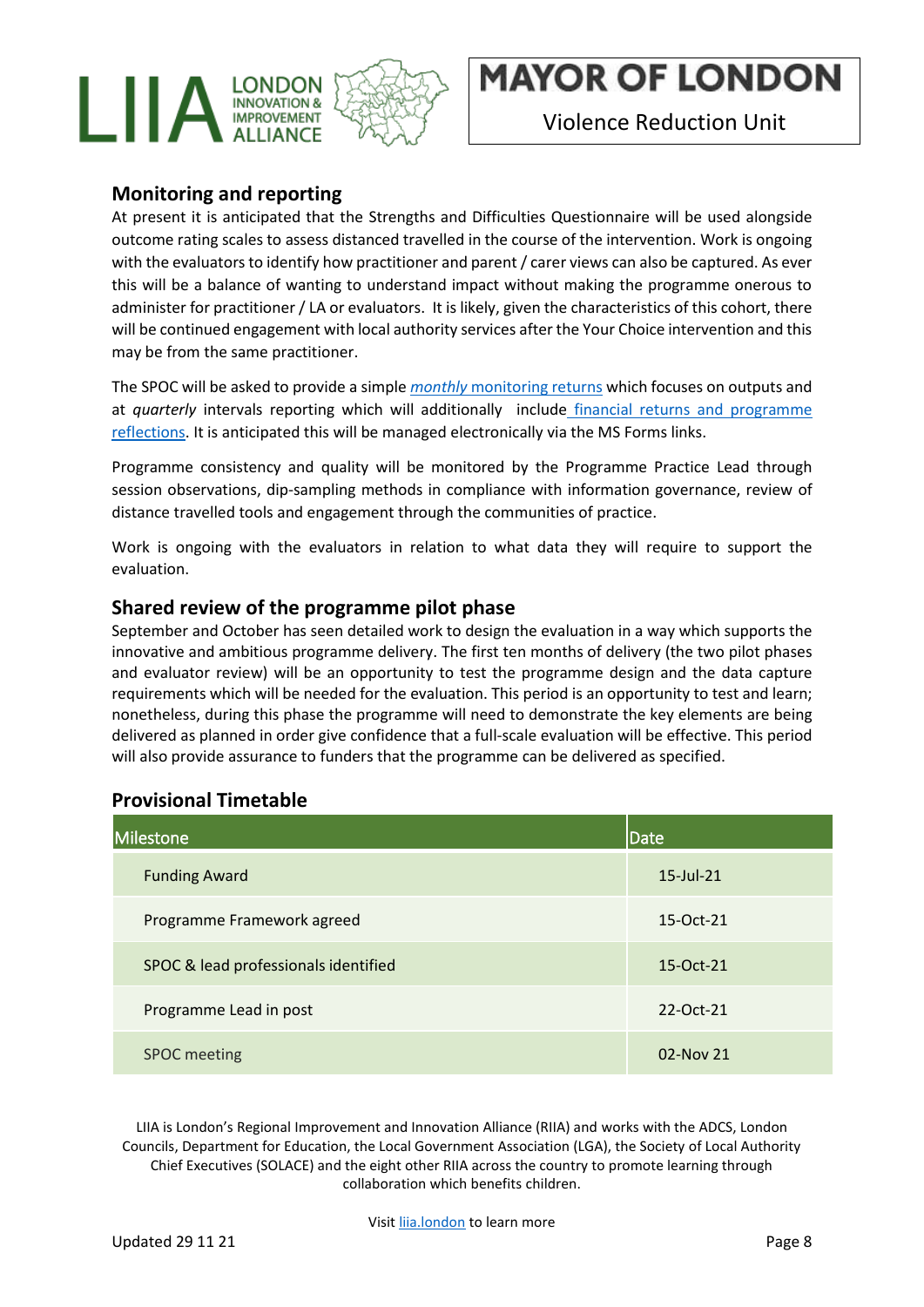## Monitoring and reporting

At present it is anticipated that the Strengths and Difficulties Questionnaire will be used alongside outcome rating scales to assess distanced travelled in the course of the intervention. Work is ongoing with the evaluators to identify how practitioner and parent / carer views can also be captured. As ever this will be a balance of wanting to understand impact without making the programme onerous to administer for practitioner / LA or evaluators. It is likely, given the characteristics of this cohort, there will be continued engagement with local authority services after the Your Choice intervention and this may be from the same practitioner.

The SPOC will be asked to provide a simple *monthly* monitoring returns which focuses on outputs and at *quarterly* intervals reporting which will additionally include financial returns and programme reflections. It is anticipated this will be managed electronically via the MS Forms links.

Programme consistency and quality will be monitored by the Programme Practice Lead through session observations, dip-sampling methods in compliance with information governance, review of distance travelled tools and engagement through the communities of practice.

Work is ongoing with the evaluators in relation to what data they will require to support the evaluation.

## Shared review of the programme pilot phase

September and October has seen detailed work to design the evaluation in a way which supports the innovative and ambitious programme delivery. The first ten months of delivery (the two pilot phases and evaluator review) will be an opportunity to test the programme design and the data capture requirements which will be needed for the evaluation. This period is an opportunity to test and learn; nonetheless, during this phase the programme will need to demonstrate the key elements are being delivered as planned in order give confidence that a full-scale evaluation will be effective. This period will also provide assurance to funders that the programme can be delivered as specified.

## Provisional Timetable

| Milestone | Date |
|---|---|
| Funding Award | 15-Jul-21 |
| Programme Framework agreed | 15-Oct-21 |
| SPOC & lead professionals identified | 15-Oct-21 |
| Programme Lead in post | 22-Oct-21 |
| SPOC meeting | 02-Nov 21 |

LIIA is London's Regional Improvement and Innovation Alliance (RIIA) and works with the ADCS, London Councils, Department for Education, the Local Government Association (LGA), the Society of Local Authority Chief Executives (SOLACE) and the eight other RIIA across the country to promote learning through collaboration which benefits children.

Visit liia.london to learn more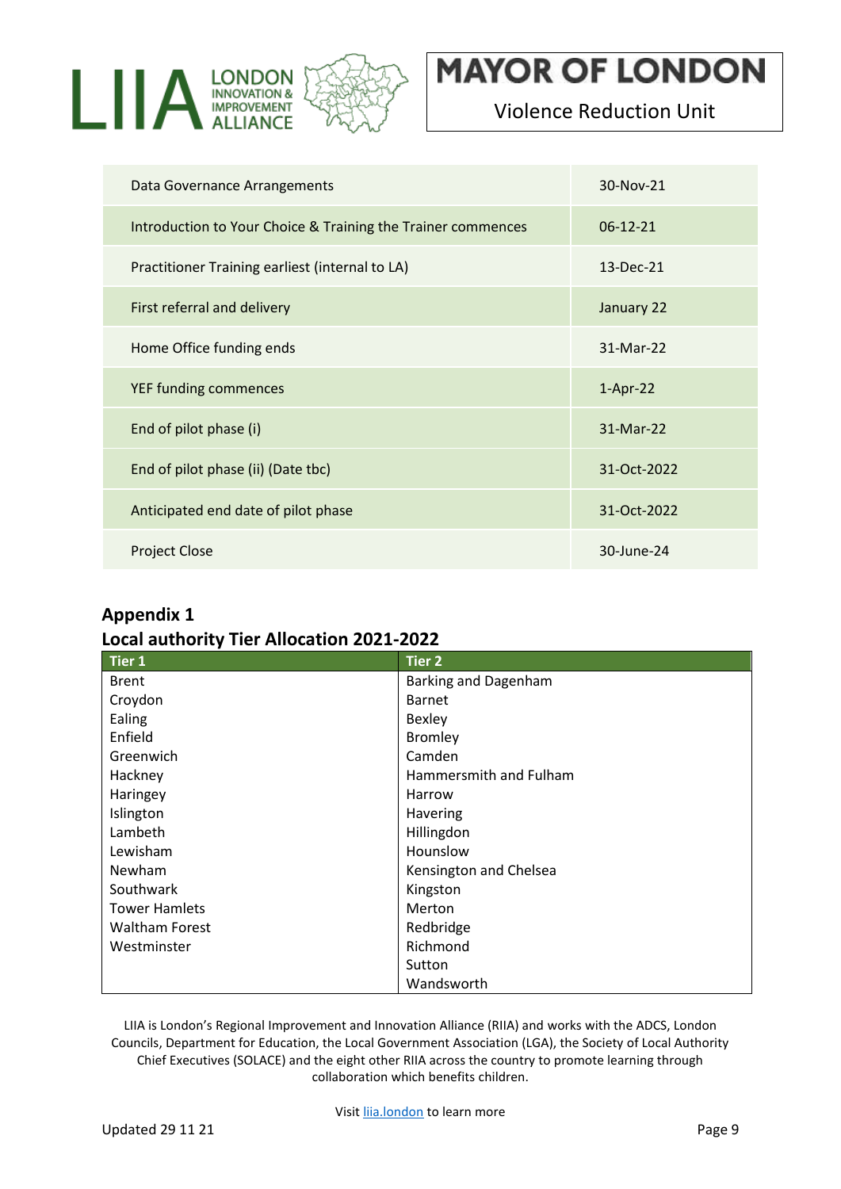| | |
|---|---|
| Data Governance Arrangements | 30-Nov-21 |
| Introduction to Your Choice & Training the Trainer commences | 06-12-21 |
| Practitioner Training earliest (internal to LA) | 13-Dec-21 |
| First referral and delivery | January 22 |
| Home Office funding ends | 31-Mar-22 |
| YEF funding commences | 1-Apr-22 |
| End of pilot phase (i) | 31-Mar-22 |
| End of pilot phase (ii) (Date tbc) | 31-Oct-2022 |
| Anticipated end date of pilot phase | 31-Oct-2022 |
| Project Close | 30-June-24 |

## Appendix 1

## Local authority Tier Allocation 2021-2022

| Tier 1 | Tier 2 |
|---|---|
| Brent | Barking and Dagenham |
| Croydon | Barnet |
| Ealing | Bexley |
| Enfield | Bromley |
| Greenwich | Camden |
| Hackney | Hammersmith and Fulham |
| Haringey | Harrow |
| Islington | Havering |
| Lambeth | Hillingdon |
| Lewisham | Hounslow |
| Newham | Kensington and Chelsea |
| Southwark | Kingston |
| Tower Hamlets | Merton |
| Waltham Forest | Redbridge |
| Westminster | Richmond |
| | Sutton |
| | Wandsworth |

LIIA is London's Regional Improvement and Innovation Alliance (RIIA) and works with the ADCS, London Councils, Department for Education, the Local Government Association (LGA), the Society of Local Authority Chief Executives (SOLACE) and the eight other RIIA across the country to promote learning through collaboration which benefits children.

Visit liia.london to learn more

Updated 29 11 21